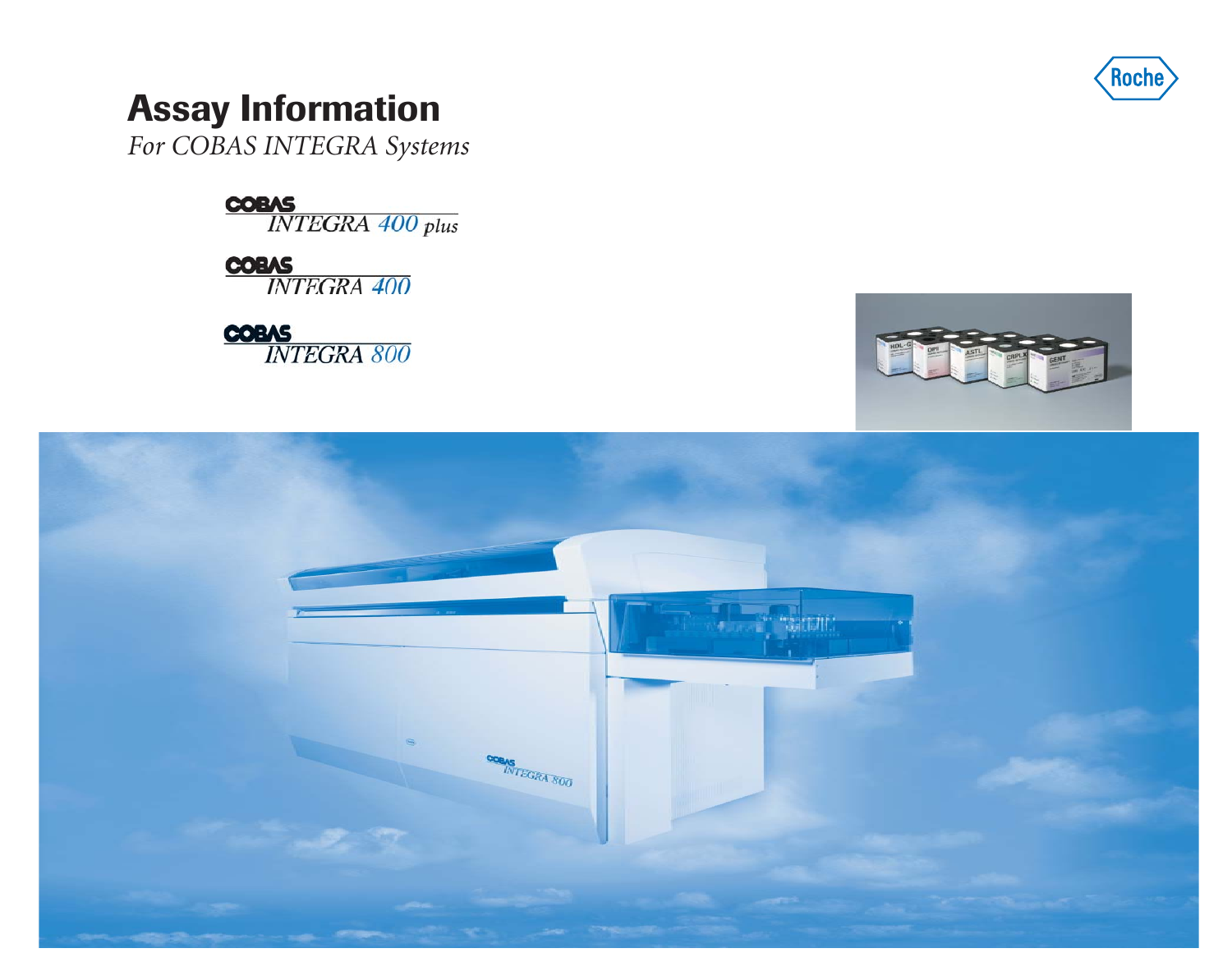# Assay Information

*For COBAS INTEGRA Systems*

COBAS INTEGRA 400 *plus*

COBAS INTEGRA 400

COBAS INTEGRA 800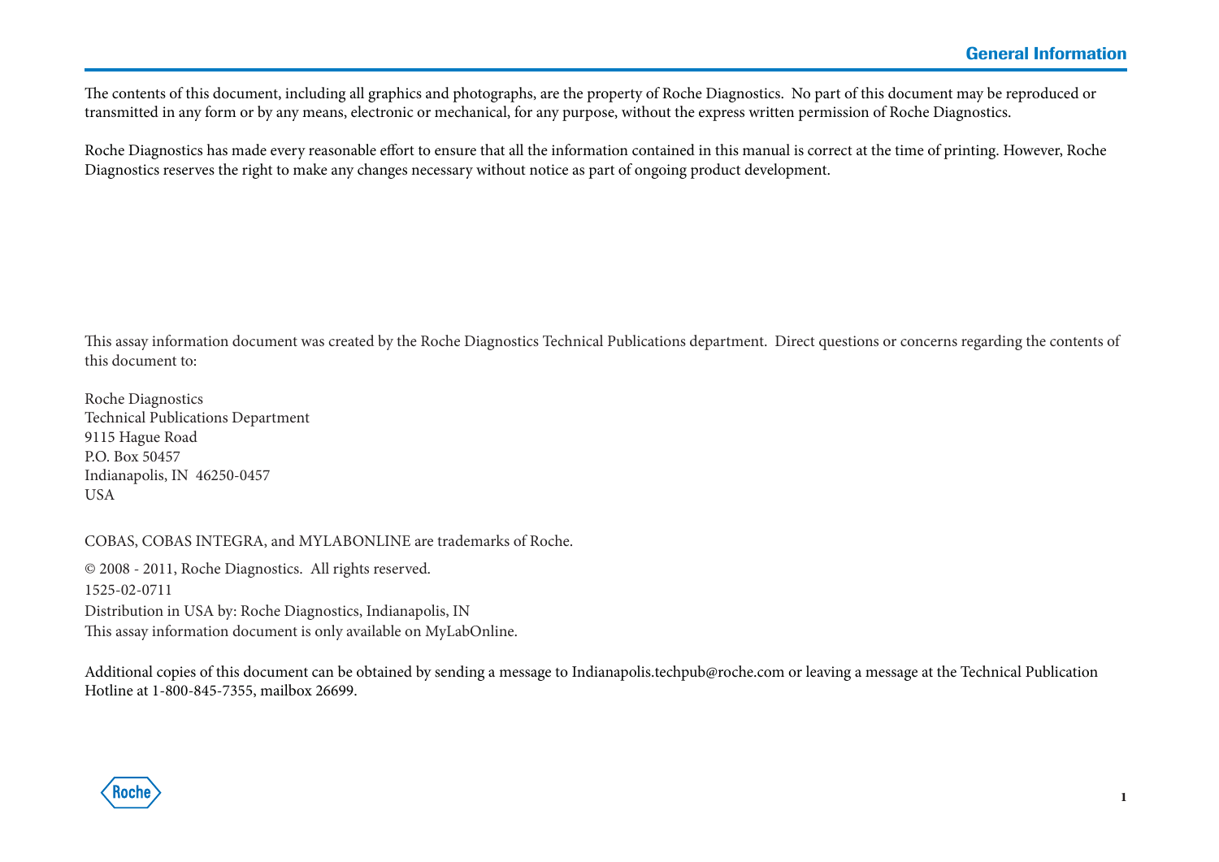The contents of this document, including all graphics and photographs, are the property of Roche Diagnostics. No part of this document may be reproduced or transmitted in any form or by any means, electronic or mechanical, for any purpose, without the express written permission of Roche Diagnostics.

Roche Diagnostics has made every reasonable effort to ensure that all the information contained in this manual is correct at the time of printing. However, Roche Diagnostics reserves the right to make any changes necessary without notice as part of ongoing product development.

This assay information document was created by the Roche Diagnostics Technical Publications department. Direct questions or concerns regarding the contents of this document to:

Roche Diagnostics
Technical Publications Department
9115 Hague Road
P.O. Box 50457
Indianapolis, IN 46250-0457
USA

COBAS, COBAS INTEGRA, and MYLABONLINE are trademarks of Roche.

© 2008 - 2011, Roche Diagnostics. All rights reserved.
1525-02-0711
Distribution in USA by: Roche Diagnostics, Indianapolis, IN
This assay information document is only available on MyLabOnline.

Additional copies of this document can be obtained by sending a message to Indianapolis.techpub@roche.com or leaving a message at the Technical Publication Hotline at 1-800-845-7355, mailbox 26699.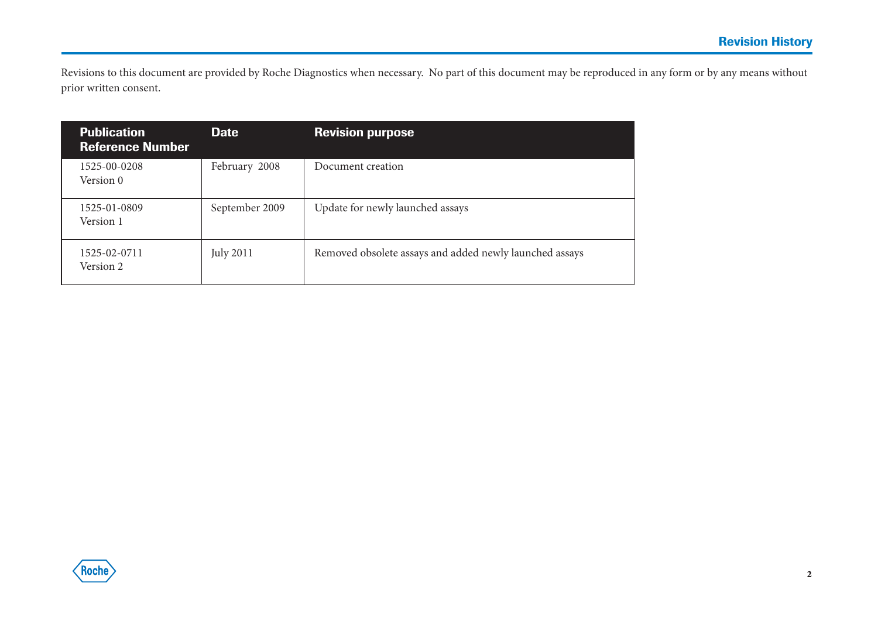# Revision History

Revisions to this document are provided by Roche Diagnostics when necessary. No part of this document may be reproduced in any form or by any means without prior written consent.

| Publication Reference Number | Date | Revision purpose |
|---|---|---|
| 1525-00-0208 Version 0 | February 2008 | Document creation |
| 1525-01-0809 Version 1 | September 2009 | Update for newly launched assays |
| 1525-02-0711 Version 2 | July 2011 | Removed obsolete assays and added newly launched assays |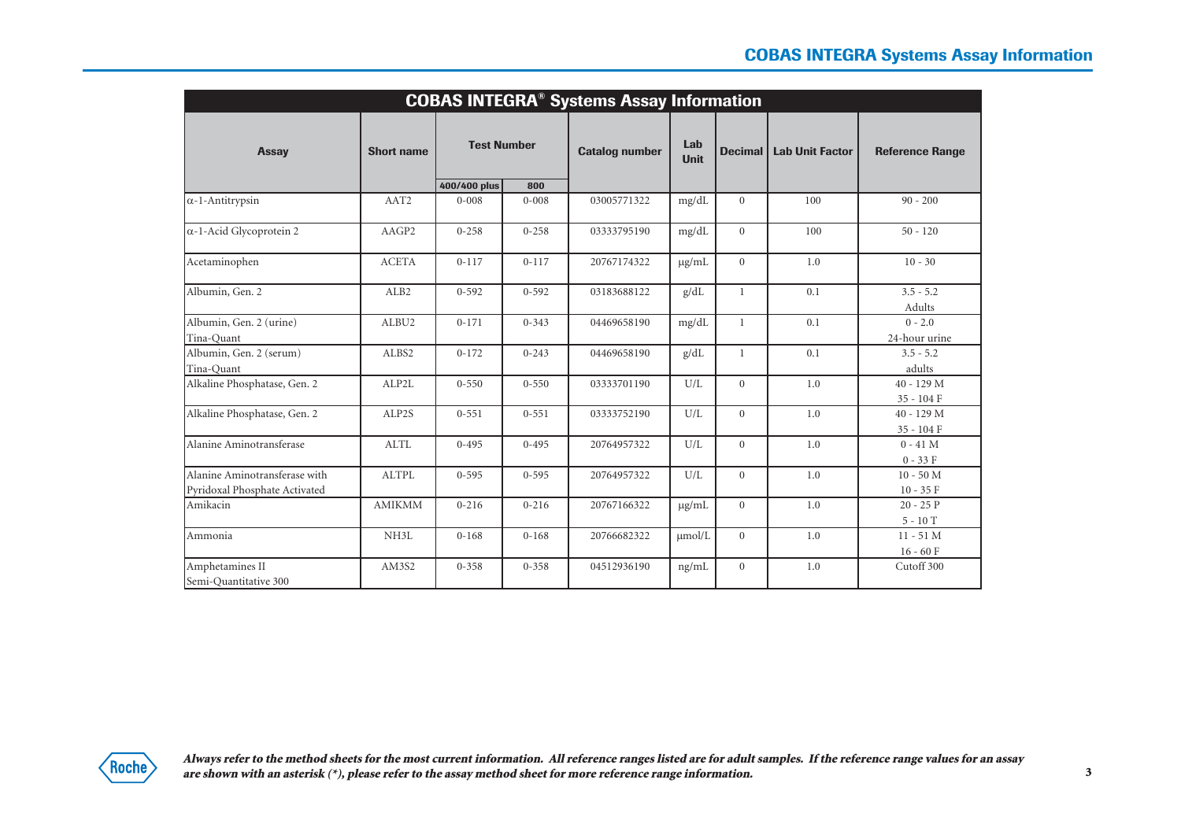## COBAS INTEGRA® Systems Assay Information

| Assay | Short name | Test Number | | Catalog number | Lab Unit | Decimal | Lab Unit Factor | Reference Range |
|---|---|---|---|---|---|---|---|---|
| | | 400/400 plus | 800 | | | | | |
| α-1-Antitrypsin | AAT2 | 0-008 | 0-008 | 03005771322 | mg/dL | 0 | 100 | 90 - 200 |
| α-1-Acid Glycoprotein 2 | AAGP2 | 0-258 | 0-258 | 03333795190 | mg/dL | 0 | 100 | 50 - 120 |
| Acetaminophen | ACETA | 0-117 | 0-117 | 20767174322 | µg/mL | 0 | 1.0 | 10 - 30 |
| Albumin, Gen. 2 | ALB2 | 0-592 | 0-592 | 03183688122 | g/dL | 1 | 0.1 | 3.5 - 5.2 Adults |
| Albumin, Gen. 2 (urine) Tina-Quant | ALBU2 | 0-171 | 0-343 | 04469658190 | mg/dL | 1 | 0.1 | 0 - 2.0 24-hour urine |
| Albumin, Gen. 2 (serum) Tina-Quant | ALBS2 | 0-172 | 0-243 | 04469658190 | g/dL | 1 | 0.1 | 3.5 - 5.2 adults |
| Alkaline Phosphatase, Gen. 2 | ALP2L | 0-550 | 0-550 | 03333701190 | U/L | 0 | 1.0 | 40 - 129 M 35 - 104 F |
| Alkaline Phosphatase, Gen. 2 | ALP2S | 0-551 | 0-551 | 03333752190 | U/L | 0 | 1.0 | 40 - 129 M 35 - 104 F |
| Alanine Aminotransferase | ALTL | 0-495 | 0-495 | 20764957322 | U/L | 0 | 1.0 | 0 - 41 M 0 - 33 F |
| Alanine Aminotransferase with Pyridoxal Phosphate Activated | ALTPL | 0-595 | 0-595 | 20764957322 | U/L | 0 | 1.0 | 10 - 50 M 10 - 35 F |
| Amikacin | AMIKMM | 0-216 | 0-216 | 20767166322 | µg/mL | 0 | 1.0 | 20 - 25 P 5 - 10 T |
| Ammonia | NH3L | 0-168 | 0-168 | 20766682322 | µmol/L | 0 | 1.0 | 11 - 51 M 16 - 60 F |
| Amphetamines II Semi-Quantitative 300 | AM3S2 | 0-358 | 0-358 | 04512936190 | ng/mL | 0 | 1.0 | Cutoff 300 |

***Always refer to the method sheets for the most current information. All reference ranges listed are for adult samples. If the reference range values for an assay are shown with an asterisk (*), please refer to the assay method sheet for more reference range information.***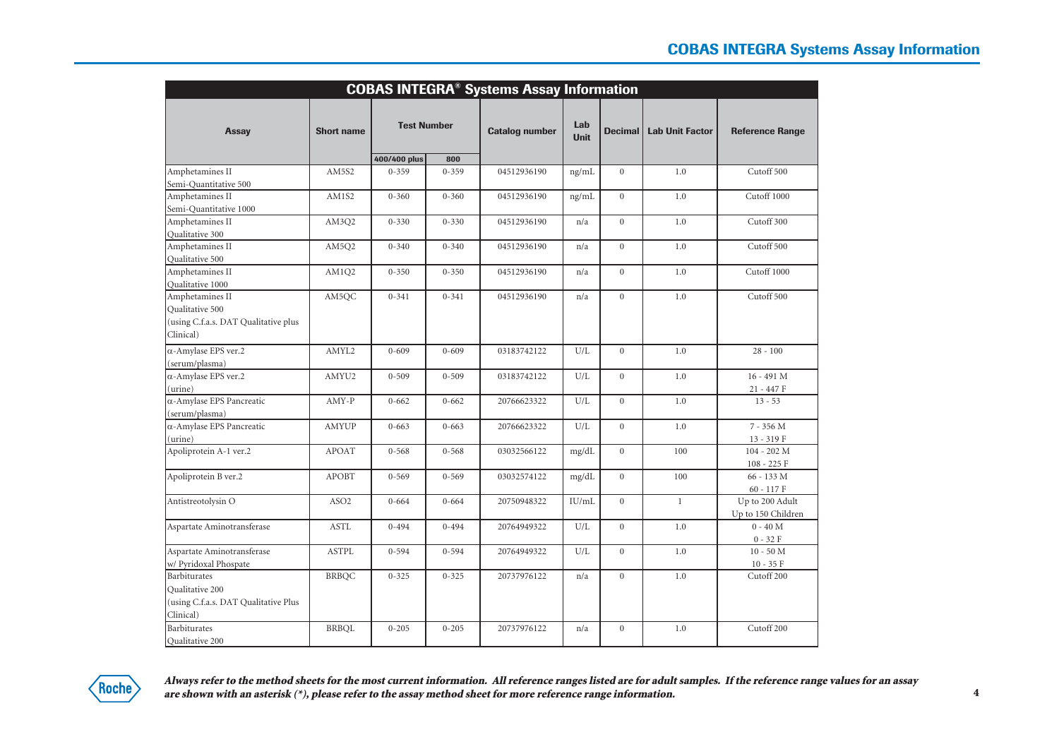## COBAS INTEGRA® Systems Assay Information

| Assay | Short name | Test Number | | Catalog number | Lab Unit | Decimal | Lab Unit Factor | Reference Range |
|---|---|---|---|---|---|---|---|---|
| | | 400/400 plus | 800 | | | | | |
| Amphetamines II Semi-Quantitative 500 | AM5S2 | 0-359 | 0-359 | 04512936190 | ng/mL | 0 | 1.0 | Cutoff 500 |
| Amphetamines II Semi-Quantitative 1000 | AM1S2 | 0-360 | 0-360 | 04512936190 | ng/mL | 0 | 1.0 | Cutoff 1000 |
| Amphetamines II Qualitative 300 | AM3Q2 | 0-330 | 0-330 | 04512936190 | n/a | 0 | 1.0 | Cutoff 300 |
| Amphetamines II Qualitative 500 | AM5Q2 | 0-340 | 0-340 | 04512936190 | n/a | 0 | 1.0 | Cutoff 500 |
| Amphetamines II Qualitative 1000 | AM1Q2 | 0-350 | 0-350 | 04512936190 | n/a | 0 | 1.0 | Cutoff 1000 |
| Amphetamines II Qualitative 500 (using C.f.a.s. DAT Qualitative plus Clinical) | AM5QC | 0-341 | 0-341 | 04512936190 | n/a | 0 | 1.0 | Cutoff 500 |
| α-Amylase EPS ver.2 (serum/plasma) | AMYL2 | 0-609 | 0-609 | 03183742122 | U/L | 0 | 1.0 | 28 - 100 |
| α-Amylase EPS ver.2 (urine) | AMYU2 | 0-509 | 0-509 | 03183742122 | U/L | 0 | 1.0 | 16 - 491 M<br>21 - 447 F |
| α-Amylase EPS Pancreatic (serum/plasma) | AMY-P | 0-662 | 0-662 | 20766623322 | U/L | 0 | 1.0 | 13 - 53 |
| α-Amylase EPS Pancreatic (urine) | AMYUP | 0-663 | 0-663 | 20766623322 | U/L | 0 | 1.0 | 7 - 356 M<br>13 - 319 F |
| Apoliprotein A-1 ver.2 | APOAT | 0-568 | 0-568 | 03032566122 | mg/dL | 0 | 100 | 104 - 202 M<br>108 - 225 F |
| Apoliprotein B ver.2 | APOBT | 0-569 | 0-569 | 03032574122 | mg/dL | 0 | 100 | 66 - 133 M<br>60 - 117 F |
| Antistreotolysin O | ASO2 | 0-664 | 0-664 | 20750948322 | IU/mL | 0 | 1 | Up to 200 Adult<br>Up to 150 Children |
| Aspartate Aminotransferase | ASTL | 0-494 | 0-494 | 20764949322 | U/L | 0 | 1.0 | 0 - 40 M<br>0 - 32 F |
| Aspartate Aminotransferase w/ Pyridoxal Phospate | ASTPL | 0-594 | 0-594 | 20764949322 | U/L | 0 | 1.0 | 10 - 50 M<br>10 - 35 F |
| Barbiturates Qualitative 200 (using C.f.a.s. DAT Qualitative Plus Clinical) | BRBQC | 0-325 | 0-325 | 20737976122 | n/a | 0 | 1.0 | Cutoff 200 |
| Barbiturates Qualitative 200 | BRBQL | 0-205 | 0-205 | 20737976122 | n/a | 0 | 1.0 | Cutoff 200 |

*Always refer to the method sheets for the most current information. All reference ranges listed are for adult samples. If the reference range values for an assay are shown with an asterisk (*), please refer to the assay method sheet for more reference range information.*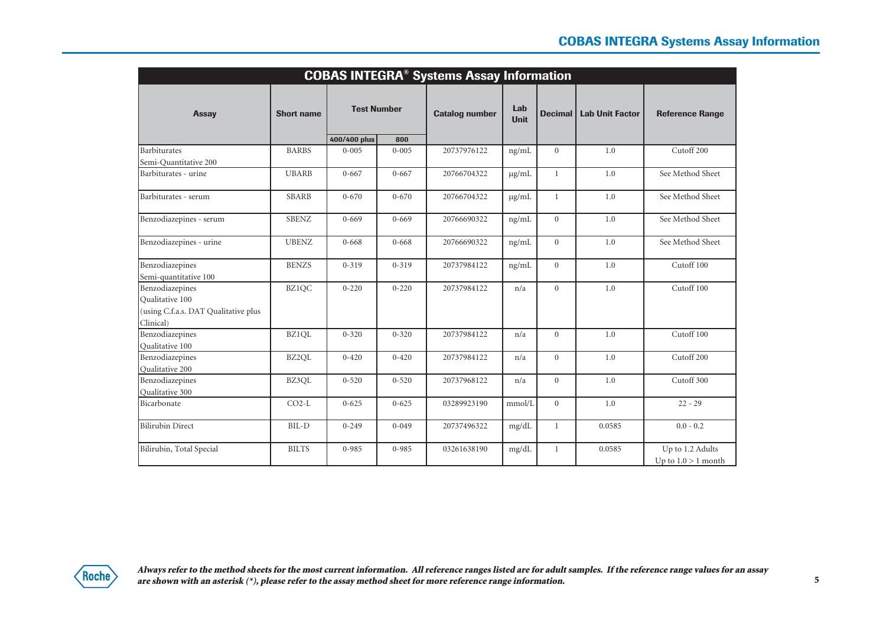## COBAS INTEGRA® Systems Assay Information

| Assay | Short name | Test Number | | Catalog number | Lab Unit | Decimal | Lab Unit Factor | Reference Range |
|---|---|---|---|---|---|---|---|---|
| | | 400/400 plus | 800 | | | | | |
| Barbiturates Semi-Quantitative 200 | BARBS | 0-005 | 0-005 | 20737976122 | ng/mL | 0 | 1.0 | Cutoff 200 |
| Barbiturates - urine | UBARB | 0-667 | 0-667 | 20766704322 | µg/mL | 1 | 1.0 | See Method Sheet |
| Barbiturates - serum | SBARB | 0-670 | 0-670 | 20766704322 | µg/mL | 1 | 1.0 | See Method Sheet |
| Benzodiazepines - serum | SBENZ | 0-669 | 0-669 | 20766690322 | ng/mL | 0 | 1.0 | See Method Sheet |
| Benzodiazepines - urine | UBENZ | 0-668 | 0-668 | 20766690322 | ng/mL | 0 | 1.0 | See Method Sheet |
| Benzodiazepines Semi-quantitative 100 | BENZS | 0-319 | 0-319 | 20737984122 | ng/mL | 0 | 1.0 | Cutoff 100 |
| Benzodiazepines Qualitative 100 (using C.f.a.s. DAT Qualitative plus Clinical) | BZ1QC | 0-220 | 0-220 | 20737984122 | n/a | 0 | 1.0 | Cutoff 100 |
| Benzodiazepines Qualitative 100 | BZ1QL | 0-320 | 0-320 | 20737984122 | n/a | 0 | 1.0 | Cutoff 100 |
| Benzodiazepines Qualitative 200 | BZ2QL | 0-420 | 0-420 | 20737984122 | n/a | 0 | 1.0 | Cutoff 200 |
| Benzodiazepines Qualitative 300 | BZ3QL | 0-520 | 0-520 | 20737968122 | n/a | 0 | 1.0 | Cutoff 300 |
| Bicarbonate | CO2-L | 0-625 | 0-625 | 03289923190 | mmol/L | 0 | 1.0 | 22 - 29 |
| Bilirubin Direct | BIL-D | 0-249 | 0-049 | 20737496322 | mg/dL | 1 | 0.0585 | 0.0 - 0.2 |
| Bilirubin, Total Special | BILTS | 0-985 | 0-985 | 03261638190 | mg/dL | 1 | 0.0585 | Up to 1.2 Adults Up to 1.0 > 1 month |

***Always refer to the method sheets for the most current information. All reference ranges listed are for adult samples. If the reference range values for an assay are shown with an asterisk (*), please refer to the assay method sheet for more reference range information.***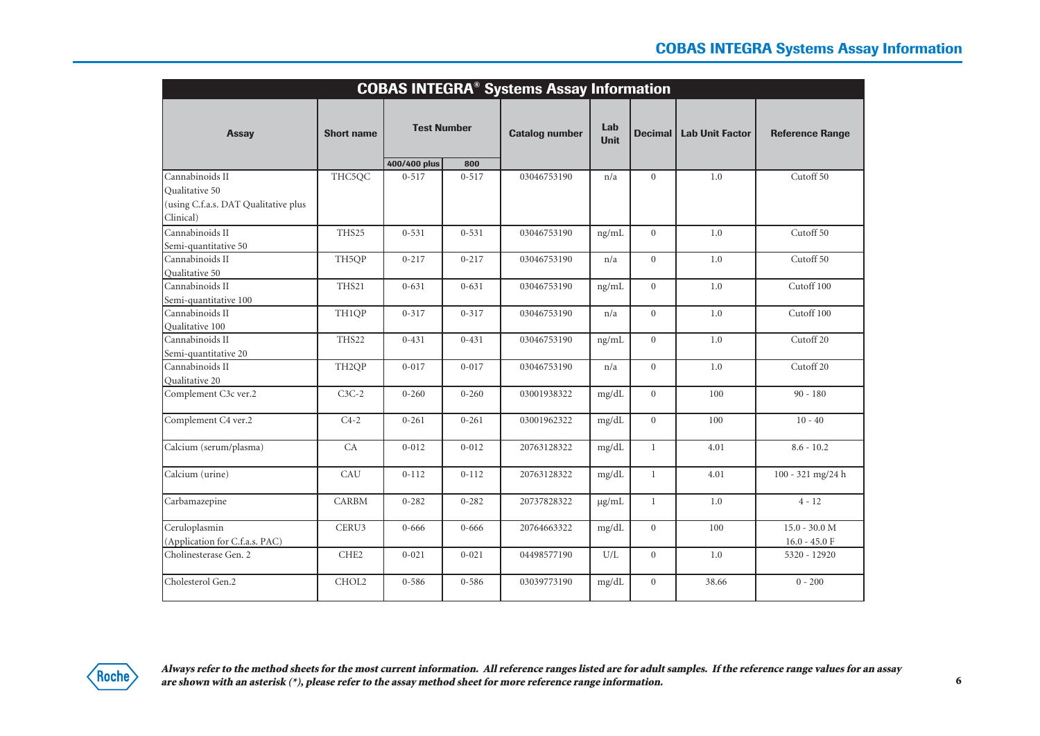# COBAS INTEGRA® Systems Assay Information

| Assay | Short name | Test Number | | Catalog number | Lab Unit | Decimal | Lab Unit Factor | Reference Range |
|---|---|---|---|---|---|---|---|---|
| | | 400/400 plus | 800 | | | | | |
| Cannabinoids II Qualitative 50 (using C.f.a.s. DAT Qualitative plus Clinical) | THC5QC | 0-517 | 0-517 | 03046753190 | n/a | 0 | 1.0 | Cutoff 50 |
| Cannabinoids II Semi-quantitative 50 | THS25 | 0-531 | 0-531 | 03046753190 | ng/mL | 0 | 1.0 | Cutoff 50 |
| Cannabinoids II Qualitative 50 | TH5QP | 0-217 | 0-217 | 03046753190 | n/a | 0 | 1.0 | Cutoff 50 |
| Cannabinoids II Semi-quantitative 100 | THS21 | 0-631 | 0-631 | 03046753190 | ng/mL | 0 | 1.0 | Cutoff 100 |
| Cannabinoids II Qualitative 100 | TH1QP | 0-317 | 0-317 | 03046753190 | n/a | 0 | 1.0 | Cutoff 100 |
| Cannabinoids II Semi-quantitative 20 | THS22 | 0-431 | 0-431 | 03046753190 | ng/mL | 0 | 1.0 | Cutoff 20 |
| Cannabinoids II Qualitative 20 | TH2QP | 0-017 | 0-017 | 03046753190 | n/a | 0 | 1.0 | Cutoff 20 |
| Complement C3c ver.2 | C3C-2 | 0-260 | 0-260 | 03001938322 | mg/dL | 0 | 100 | 90 - 180 |
| Complement C4 ver.2 | C4-2 | 0-261 | 0-261 | 03001962322 | mg/dL | 0 | 100 | 10 - 40 |
| Calcium (serum/plasma) | CA | 0-012 | 0-012 | 20763128322 | mg/dL | 1 | 4.01 | 8.6 - 10.2 |
| Calcium (urine) | CAU | 0-112 | 0-112 | 20763128322 | mg/dL | 1 | 4.01 | 100 - 321 mg/24 h |
| Carbamazepine | CARBM | 0-282 | 0-282 | 20737828322 | µg/mL | 1 | 1.0 | 4 - 12 |
| Ceruloplasmin (Application for C.f.a.s. PAC) | CERU3 | 0-666 | 0-666 | 20764663322 | mg/dL | 0 | 100 | 15.0 - 30.0 M<br>16.0 - 45.0 F |
| Cholinesterase Gen. 2 | CHE2 | 0-021 | 0-021 | 04498577190 | U/L | 0 | 1.0 | 5320 - 12920 |
| Cholesterol Gen.2 | CHOL2 | 0-586 | 0-586 | 03039773190 | mg/dL | 0 | 38.66 | 0 - 200 |

***Always refer to the method sheets for the most current information. All reference ranges listed are for adult samples. If the reference range values for an assay are shown with an asterisk (*), please refer to the assay method sheet for more reference range information.***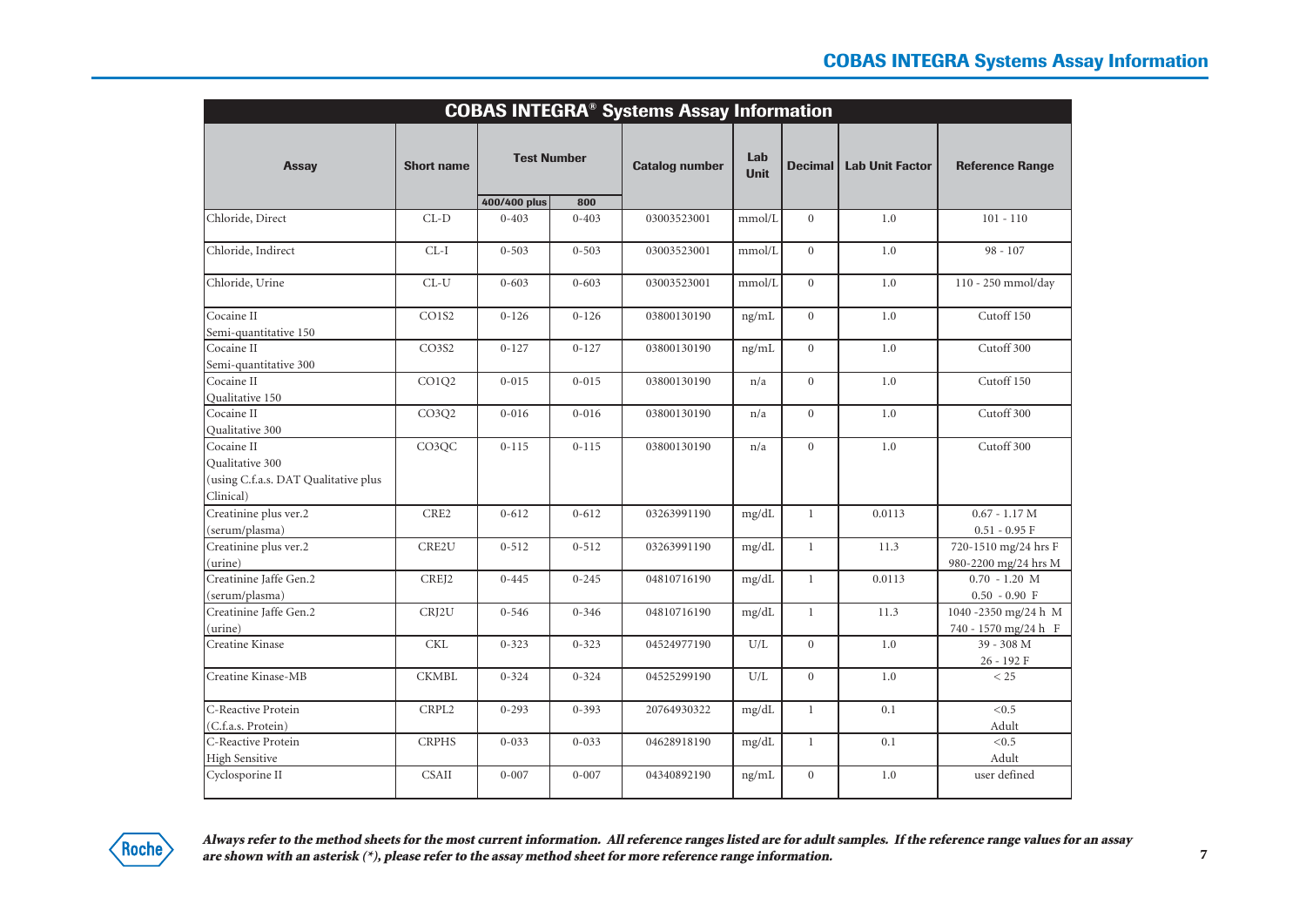## COBAS INTEGRA® Systems Assay Information

| Assay | Short name | Test Number | | Catalog number | Lab Unit | Decimal | Lab Unit Factor | Reference Range |
|---|---|---|---|---|---|---|---|---|
| | | 400/400 plus | 800 | | | | | |
| Chloride, Direct | CL-D | 0-403 | 0-403 | 03003523001 | mmol/L | 0 | 1.0 | 101 - 110 |
| Chloride, Indirect | CL-I | 0-503 | 0-503 | 03003523001 | mmol/L | 0 | 1.0 | 98 - 107 |
| Chloride, Urine | CL-U | 0-603 | 0-603 | 03003523001 | mmol/L | 0 | 1.0 | 110 - 250 mmol/day |
| Cocaine II Semi-quantitative 150 | CO1S2 | 0-126 | 0-126 | 03800130190 | ng/mL | 0 | 1.0 | Cutoff 150 |
| Cocaine II Semi-quantitative 300 | CO3S2 | 0-127 | 0-127 | 03800130190 | ng/mL | 0 | 1.0 | Cutoff 300 |
| Cocaine II Qualitative 150 | CO1Q2 | 0-015 | 0-015 | 03800130190 | n/a | 0 | 1.0 | Cutoff 150 |
| Cocaine II Qualitative 300 | CO3Q2 | 0-016 | 0-016 | 03800130190 | n/a | 0 | 1.0 | Cutoff 300 |
| Cocaine II Qualitative 300 (using C.f.a.s. DAT Qualitative plus Clinical) | CO3QC | 0-115 | 0-115 | 03800130190 | n/a | 0 | 1.0 | Cutoff 300 |
| Creatinine plus ver.2 (serum/plasma) | CRE2 | 0-612 | 0-612 | 03263991190 | mg/dL | 1 | 0.0113 | 0.67 - 1.17 M<br>0.51 - 0.95 F |
| Creatinine plus ver.2 (urine) | CRE2U | 0-512 | 0-512 | 03263991190 | mg/dL | 1 | 11.3 | 720-1510 mg/24 hrs F<br>980-2200 mg/24 hrs M |
| Creatinine Jaffe Gen.2 (serum/plasma) | CREJ2 | 0-445 | 0-245 | 04810716190 | mg/dL | 1 | 0.0113 | 0.70 - 1.20 M<br>0.50 - 0.90 F |
| Creatinine Jaffe Gen.2 (urine) | CRJ2U | 0-546 | 0-346 | 04810716190 | mg/dL | 1 | 11.3 | 1040 -2350 mg/24 h M<br>740 - 1570 mg/24 h F |
| Creatine Kinase | CKL | 0-323 | 0-323 | 04524977190 | U/L | 0 | 1.0 | 39 - 308 M<br>26 - 192 F |
| Creatine Kinase-MB | CKMBL | 0-324 | 0-324 | 04525299190 | U/L | 0 | 1.0 | < 25 |
| C-Reactive Protein (C.f.a.s. Protein) | CRPL2 | 0-293 | 0-393 | 20764930322 | mg/dL | 1 | 0.1 | <0.5<br>Adult |
| C-Reactive Protein High Sensitive | CRPHS | 0-033 | 0-033 | 04628918190 | mg/dL | 1 | 0.1 | <0.5<br>Adult |
| Cyclosporine II | CSAII | 0-007 | 0-007 | 04340892190 | ng/mL | 0 | 1.0 | user defined |

***Always refer to the method sheets for the most current information. All reference ranges listed are for adult samples. If the reference range values for an assay are shown with an asterisk (*), please refer to the assay method sheet for more reference range information.***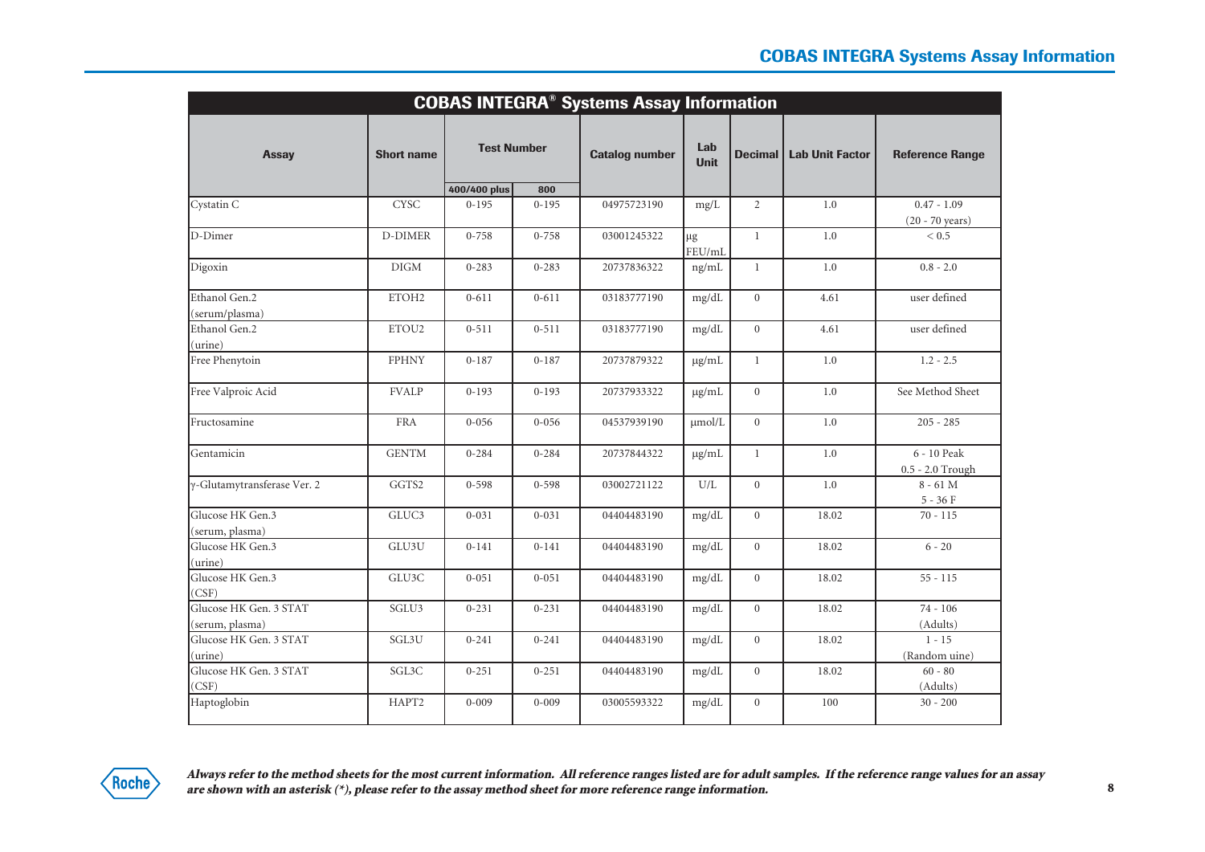## COBAS INTEGRA® Systems Assay Information

| Assay | Short name | Test Number | | Catalog number | Lab Unit | Decimal | Lab Unit Factor | Reference Range |
|---|---|---|---|---|---|---|---|---|
| | | 400/400 plus | 800 | | | | | |
| Cystatin C | CYSC | 0-195 | 0-195 | 04975723190 | mg/L | 2 | 1.0 | 0.47 - 1.09 (20 - 70 years) |
| D-Dimer | D-DIMER | 0-758 | 0-758 | 03001245322 | µg FEU/mL | 1 | 1.0 | < 0.5 |
| Digoxin | DIGM | 0-283 | 0-283 | 20737836322 | ng/mL | 1 | 1.0 | 0.8 - 2.0 |
| Ethanol Gen.2 (serum/plasma) | ETOH2 | 0-611 | 0-611 | 03183777190 | mg/dL | 0 | 4.61 | user defined |
| Ethanol Gen.2 (urine) | ETOU2 | 0-511 | 0-511 | 03183777190 | mg/dL | 0 | 4.61 | user defined |
| Free Phenytoin | FPHNY | 0-187 | 0-187 | 20737879322 | µg/mL | 1 | 1.0 | 1.2 - 2.5 |
| Free Valproic Acid | FVALP | 0-193 | 0-193 | 20737933322 | µg/mL | 0 | 1.0 | See Method Sheet |
| Fructosamine | FRA | 0-056 | 0-056 | 04537939190 | µmol/L | 0 | 1.0 | 205 - 285 |
| Gentamicin | GENTM | 0-284 | 0-284 | 20737844322 | µg/mL | 1 | 1.0 | 6 - 10 Peak 0.5 - 2.0 Trough |
| γ-Glutamytransferase Ver. 2 | GGTS2 | 0-598 | 0-598 | 03002721122 | U/L | 0 | 1.0 | 8 - 61 M 5 - 36 F |
| Glucose HK Gen.3 (serum, plasma) | GLUC3 | 0-031 | 0-031 | 04404483190 | mg/dL | 0 | 18.02 | 70 - 115 |
| Glucose HK Gen.3 (urine) | GLU3U | 0-141 | 0-141 | 04404483190 | mg/dL | 0 | 18.02 | 6 - 20 |
| Glucose HK Gen.3 (CSF) | GLU3C | 0-051 | 0-051 | 04404483190 | mg/dL | 0 | 18.02 | 55 - 115 |
| Glucose HK Gen. 3 STAT (serum, plasma) | SGLU3 | 0-231 | 0-231 | 04404483190 | mg/dL | 0 | 18.02 | 74 - 106 (Adults) |
| Glucose HK Gen. 3 STAT (urine) | SGL3U | 0-241 | 0-241 | 04404483190 | mg/dL | 0 | 18.02 | 1 - 15 (Random uine) |
| Glucose HK Gen. 3 STAT (CSF) | SGL3C | 0-251 | 0-251 | 04404483190 | mg/dL | 0 | 18.02 | 60 - 80 (Adults) |
| Haptoglobin | HAPT2 | 0-009 | 0-009 | 03005593322 | mg/dL | 0 | 100 | 30 - 200 |

***Always refer to the method sheets for the most current information. All reference ranges listed are for adult samples. If the reference range values for an assay are shown with an asterisk (*), please refer to the assay method sheet for more reference range information.***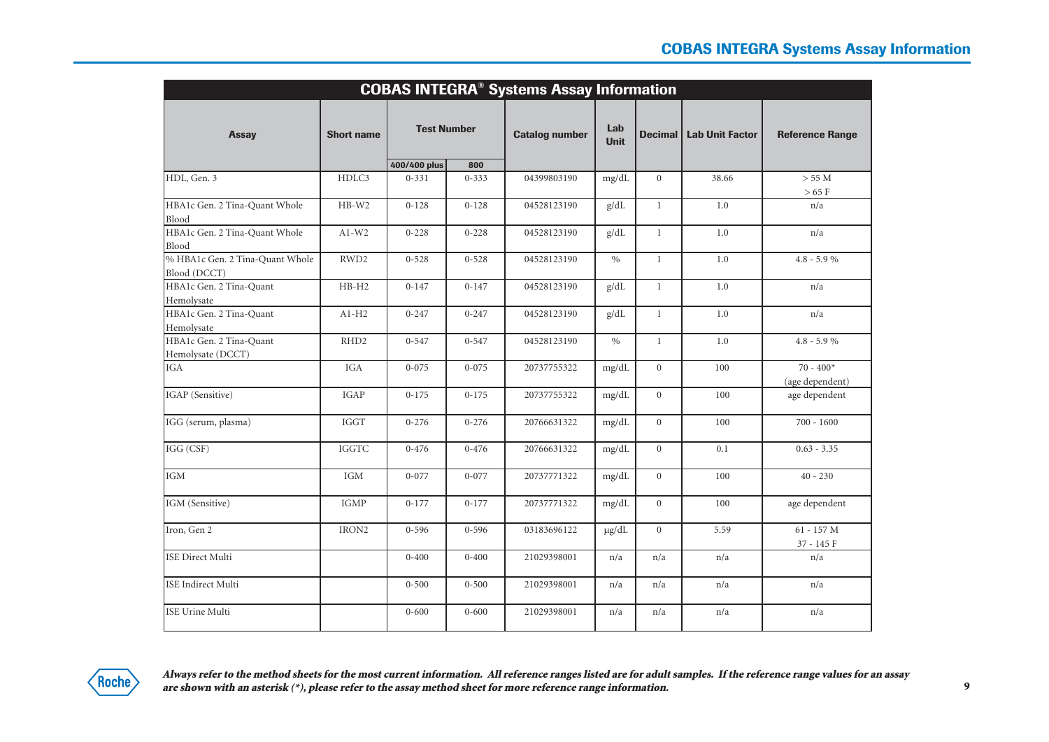## COBAS INTEGRA® Systems Assay Information

| Assay | Short name | Test Number | | Catalog number | Lab Unit | Decimal | Lab Unit Factor | Reference Range |
|---|---|---|---|---|---|---|---|---|
| | | 400/400 plus | 800 | | | | | |
| HDL, Gen. 3 | HDLC3 | 0-331 | 0-333 | 04399803190 | mg/dL | 0 | 38.66 | > 55 M<br>> 65 F |
| HBA1c Gen. 2 Tina-Quant Whole Blood | HB-W2 | 0-128 | 0-128 | 04528123190 | g/dL | 1 | 1.0 | n/a |
| HBA1c Gen. 2 Tina-Quant Whole Blood | A1-W2 | 0-228 | 0-228 | 04528123190 | g/dL | 1 | 1.0 | n/a |
| % HBA1c Gen. 2 Tina-Quant Whole Blood (DCCT) | RWD2 | 0-528 | 0-528 | 04528123190 | % | 1 | 1.0 | 4.8 - 5.9 % |
| HBA1c Gen. 2 Tina-Quant Hemolysate | HB-H2 | 0-147 | 0-147 | 04528123190 | g/dL | 1 | 1.0 | n/a |
| HBA1c Gen. 2 Tina-Quant Hemolysate | A1-H2 | 0-247 | 0-247 | 04528123190 | g/dL | 1 | 1.0 | n/a |
| HBA1c Gen. 2 Tina-Quant Hemolysate (DCCT) | RHD2 | 0-547 | 0-547 | 04528123190 | % | 1 | 1.0 | 4.8 - 5.9 % |
| IGA | IGA | 0-075 | 0-075 | 20737755322 | mg/dL | 0 | 100 | 70 - 400*<br>(age dependent) |
| IGAP (Sensitive) | IGAP | 0-175 | 0-175 | 20737755322 | mg/dL | 0 | 100 | age dependent |
| IGG (serum, plasma) | IGGT | 0-276 | 0-276 | 20766631322 | mg/dL | 0 | 100 | 700 - 1600 |
| IGG (CSF) | IGGTC | 0-476 | 0-476 | 20766631322 | mg/dL | 0 | 0.1 | 0.63 - 3.35 |
| IGM | IGM | 0-077 | 0-077 | 20737771322 | mg/dL | 0 | 100 | 40 - 230 |
| IGM (Sensitive) | IGMP | 0-177 | 0-177 | 20737771322 | mg/dL | 0 | 100 | age dependent |
| Iron, Gen 2 | IRON2 | 0-596 | 0-596 | 03183696122 | μg/dL | 0 | 5.59 | 61 - 157 M<br>37 - 145 F |
| ISE Direct Multi | | 0-400 | 0-400 | 21029398001 | n/a | n/a | n/a | n/a |
| ISE Indirect Multi | | 0-500 | 0-500 | 21029398001 | n/a | n/a | n/a | n/a |
| ISE Urine Multi | | 0-600 | 0-600 | 21029398001 | n/a | n/a | n/a | n/a |

***Always refer to the method sheets for the most current information. All reference ranges listed are for adult samples. If the reference range values for an assay are shown with an asterisk (*), please refer to the assay method sheet for more reference range information.***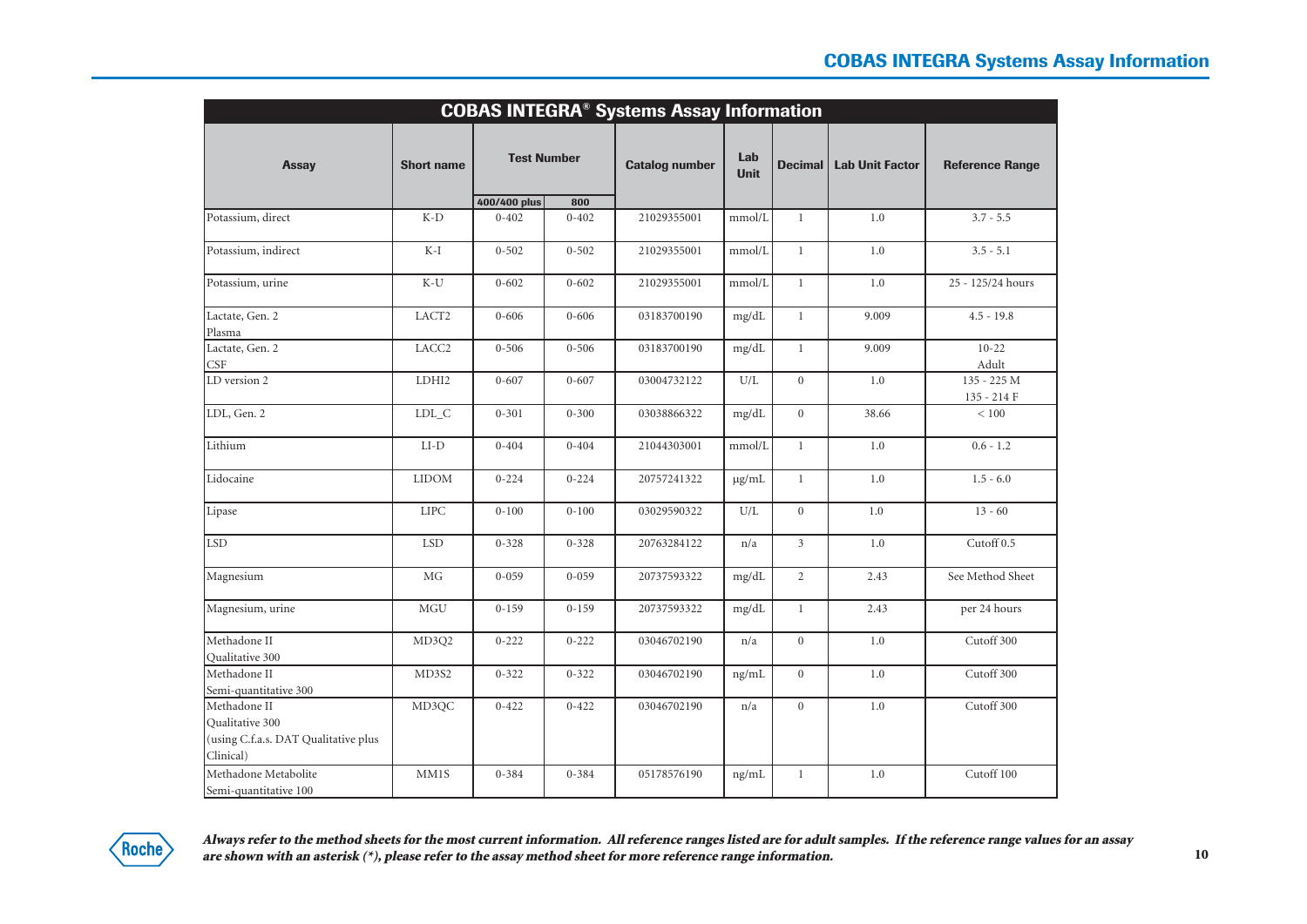## COBAS INTEGRA® Systems Assay Information

| Assay | Short name | Test Number | | Catalog number | Lab Unit | Decimal | Lab Unit Factor | Reference Range |
|---|---|---|---|---|---|---|---|---|
| | | 400/400 plus | 800 | | | | | |
| Potassium, direct | K-D | 0-402 | 0-402 | 21029355001 | mmol/L | 1 | 1.0 | 3.7 - 5.5 |
| Potassium, indirect | K-I | 0-502 | 0-502 | 21029355001 | mmol/L | 1 | 1.0 | 3.5 - 5.1 |
| Potassium, urine | K-U | 0-602 | 0-602 | 21029355001 | mmol/L | 1 | 1.0 | 25 - 125/24 hours |
| Lactate, Gen. 2 Plasma | LACT2 | 0-606 | 0-606 | 03183700190 | mg/dL | 1 | 9.009 | 4.5 - 19.8 |
| Lactate, Gen. 2 CSF | LACC2 | 0-506 | 0-506 | 03183700190 | mg/dL | 1 | 9.009 | 10-22 Adult |
| LD version 2 | LDHI2 | 0-607 | 0-607 | 03004732122 | U/L | 0 | 1.0 | 135 - 225 M 135 - 214 F |
| LDL, Gen. 2 | LDL_C | 0-301 | 0-300 | 03038866322 | mg/dL | 0 | 38.66 | < 100 |
| Lithium | LI-D | 0-404 | 0-404 | 21044303001 | mmol/L | 1 | 1.0 | 0.6 - 1.2 |
| Lidocaine | LIDOM | 0-224 | 0-224 | 20757241322 | µg/mL | 1 | 1.0 | 1.5 - 6.0 |
| Lipase | LIPC | 0-100 | 0-100 | 03029590322 | U/L | 0 | 1.0 | 13 - 60 |
| LSD | LSD | 0-328 | 0-328 | 20763284122 | n/a | 3 | 1.0 | Cutoff 0.5 |
| Magnesium | MG | 0-059 | 0-059 | 20737593322 | mg/dL | 2 | 2.43 | See Method Sheet |
| Magnesium, urine | MGU | 0-159 | 0-159 | 20737593322 | mg/dL | 1 | 2.43 | per 24 hours |
| Methadone II Qualitative 300 | MD3Q2 | 0-222 | 0-222 | 03046702190 | n/a | 0 | 1.0 | Cutoff 300 |
| Methadone II Semi-quantitative 300 | MD3S2 | 0-322 | 0-322 | 03046702190 | ng/mL | 0 | 1.0 | Cutoff 300 |
| Methadone II Qualitative 300 (using C.f.a.s. DAT Qualitative plus Clinical) | MD3QC | 0-422 | 0-422 | 03046702190 | n/a | 0 | 1.0 | Cutoff 300 |
| Methadone Metabolite Semi-quantitative 100 | MM1S | 0-384 | 0-384 | 05178576190 | ng/mL | 1 | 1.0 | Cutoff 100 |

***Always refer to the method sheets for the most current information. All reference ranges listed are for adult samples. If the reference range values for an assay are shown with an asterisk (*), please refer to the assay method sheet for more reference range information.***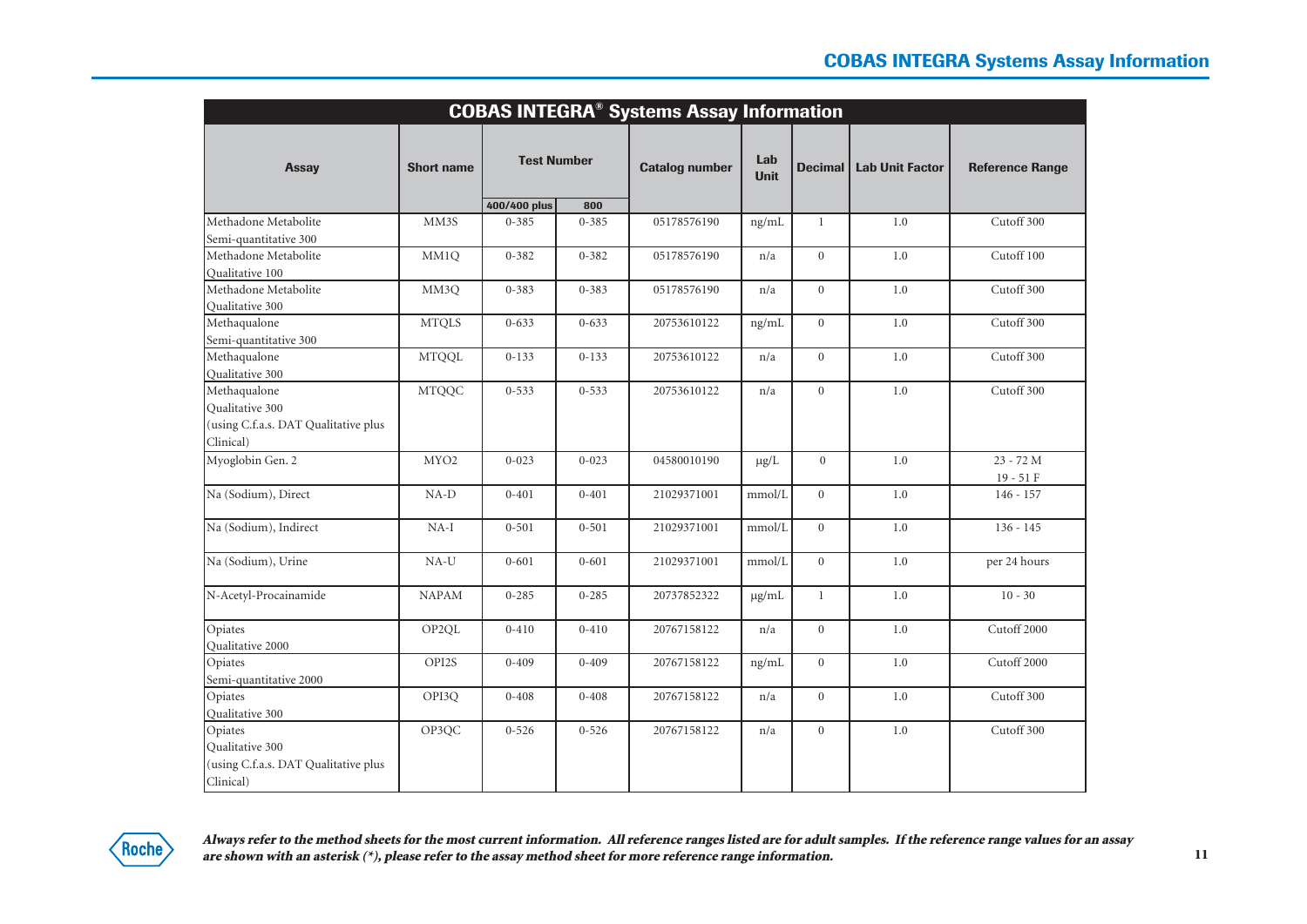## COBAS INTEGRA® Systems Assay Information

| Assay | Short name | Test Number | | Catalog number | Lab Unit | Decimal | Lab Unit Factor | Reference Range |
|---|---|---|---|---|---|---|---|---|
| | | 400/400 plus | 800 | | | | | |
| Methadone Metabolite Semi-quantitative 300 | MM3S | 0-385 | 0-385 | 05178576190 | ng/mL | 1 | 1.0 | Cutoff 300 |
| Methadone Metabolite Qualitative 100 | MM1Q | 0-382 | 0-382 | 05178576190 | n/a | 0 | 1.0 | Cutoff 100 |
| Methadone Metabolite Qualitative 300 | MM3Q | 0-383 | 0-383 | 05178576190 | n/a | 0 | 1.0 | Cutoff 300 |
| Methaqualone Semi-quantitative 300 | MTQLS | 0-633 | 0-633 | 20753610122 | ng/mL | 0 | 1.0 | Cutoff 300 |
| Methaqualone Qualitative 300 | MTQQL | 0-133 | 0-133 | 20753610122 | n/a | 0 | 1.0 | Cutoff 300 |
| Methaqualone Qualitative 300 (using C.f.a.s. DAT Qualitative plus Clinical) | MTQQC | 0-533 | 0-533 | 20753610122 | n/a | 0 | 1.0 | Cutoff 300 |
| Myoglobin Gen. 2 | MYO2 | 0-023 | 0-023 | 04580010190 | µg/L | 0 | 1.0 | 23 - 72 M<br>19 - 51 F |
| Na (Sodium), Direct | NA-D | 0-401 | 0-401 | 21029371001 | mmol/L | 0 | 1.0 | 146 - 157 |
| Na (Sodium), Indirect | NA-I | 0-501 | 0-501 | 21029371001 | mmol/L | 0 | 1.0 | 136 - 145 |
| Na (Sodium), Urine | NA-U | 0-601 | 0-601 | 21029371001 | mmol/L | 0 | 1.0 | per 24 hours |
| N-Acetyl-Procainamide | NAPAM | 0-285 | 0-285 | 20737852322 | µg/mL | 1 | 1.0 | 10 - 30 |
| Opiates Qualitative 2000 | OP2QL | 0-410 | 0-410 | 20767158122 | n/a | 0 | 1.0 | Cutoff 2000 |
| Opiates Semi-quantitative 2000 | OPI2S | 0-409 | 0-409 | 20767158122 | ng/mL | 0 | 1.0 | Cutoff 2000 |
| Opiates Qualitative 300 | OPI3Q | 0-408 | 0-408 | 20767158122 | n/a | 0 | 1.0 | Cutoff 300 |
| Opiates Qualitative 300 (using C.f.a.s. DAT Qualitative plus Clinical) | OP3QC | 0-526 | 0-526 | 20767158122 | n/a | 0 | 1.0 | Cutoff 300 |

***Always refer to the method sheets for the most current information. All reference ranges listed are for adult samples. If the reference range values for an assay are shown with an asterisk (*), please refer to the assay method sheet for more reference range information.***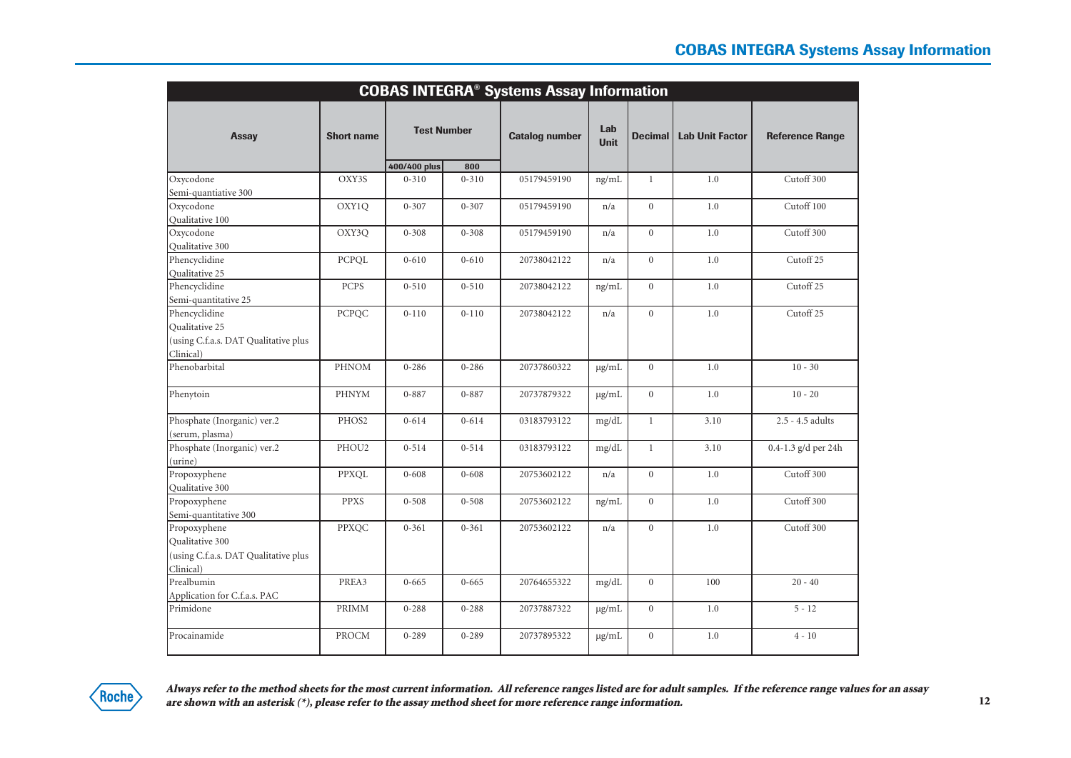| COBAS INTEGRA® Systems Assay Information | | | | | | | | |
|---|---|---|---|---|---|---|---|---|
| Assay | Short name | Test Number | | Catalog number | Lab Unit | Decimal | Lab Unit Factor | Reference Range |
| | | 400/400 plus | 800 | | | | | |
| Oxycodone Semi-quantiative 300 | OXY3S | 0-310 | 0-310 | 05179459190 | ng/mL | 1 | 1.0 | Cutoff 300 |
| Oxycodone Qualitative 100 | OXY1Q | 0-307 | 0-307 | 05179459190 | n/a | 0 | 1.0 | Cutoff 100 |
| Oxycodone Qualitative 300 | OXY3Q | 0-308 | 0-308 | 05179459190 | n/a | 0 | 1.0 | Cutoff 300 |
| Phencyclidine Qualitative 25 | PCPQL | 0-610 | 0-610 | 20738042122 | n/a | 0 | 1.0 | Cutoff 25 |
| Phencyclidine Semi-quantitative 25 | PCPS | 0-510 | 0-510 | 20738042122 | ng/mL | 0 | 1.0 | Cutoff 25 |
| Phencyclidine Qualitative 25 (using C.f.a.s. DAT Qualitative plus Clinical) | PCPQC | 0-110 | 0-110 | 20738042122 | n/a | 0 | 1.0 | Cutoff 25 |
| Phenobarbital | PHNOM | 0-286 | 0-286 | 20737860322 | μg/mL | 0 | 1.0 | 10 - 30 |
| Phenytoin | PHNYM | 0-887 | 0-887 | 20737879322 | μg/mL | 0 | 1.0 | 10 - 20 |
| Phosphate (Inorganic) ver.2 (serum, plasma) | PHOS2 | 0-614 | 0-614 | 03183793122 | mg/dL | 1 | 3.10 | 2.5 - 4.5 adults |
| Phosphate (Inorganic) ver.2 (urine) | PHOU2 | 0-514 | 0-514 | 03183793122 | mg/dL | 1 | 3.10 | 0.4-1.3 g/d per 24h |
| Propoxyphene Qualitative 300 | PPXQL | 0-608 | 0-608 | 20753602122 | n/a | 0 | 1.0 | Cutoff 300 |
| Propoxyphene Semi-quantitative 300 | PPXS | 0-508 | 0-508 | 20753602122 | ng/mL | 0 | 1.0 | Cutoff 300 |
| Propoxyphene Qualitative 300 (using C.f.a.s. DAT Qualitative plus Clinical) | PPXQC | 0-361 | 0-361 | 20753602122 | n/a | 0 | 1.0 | Cutoff 300 |
| Prealbumin Application for C.f.a.s. PAC | PREA3 | 0-665 | 0-665 | 20764655322 | mg/dL | 0 | 100 | 20 - 40 |
| Primidone | PRIMM | 0-288 | 0-288 | 20737887322 | μg/mL | 0 | 1.0 | 5 - 12 |
| Procainamide | PROCM | 0-289 | 0-289 | 20737895322 | μg/mL | 0 | 1.0 | 4 - 10 |

***Always refer to the method sheets for the most current information. All reference ranges listed are for adult samples. If the reference range values for an assay are shown with an asterisk (*), please refer to the assay method sheet for more reference range information.***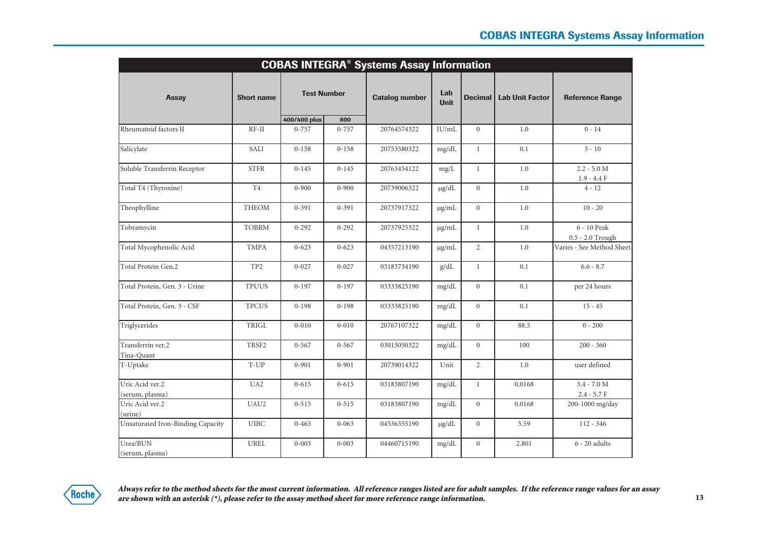## COBAS INTEGRA® Systems Assay Information

| Assay | Short name | Test Number | | Catalog number | Lab Unit | Decimal | Lab Unit Factor | Reference Range |
|---|---|---|---|---|---|---|---|---|
| | | 400/400 plus | 800 | | | | | |
| Rheumatoid factors II | RF-II | 0-757 | 0-757 | 20764574322 | IU/mL | 0 | 1.0 | 0 - 14 |
| Salicylate | SALI | 0-158 | 0-158 | 20753580322 | mg/dL | 1 | 0.1 | 3 - 10 |
| Soluble Transferrin Receptor | STFR | 0-145 | 0-145 | 20763454122 | mg/L | 1 | 1.0 | 2.2 - 5.0 M 1.9 - 4.4 F |
| Total T4 (Thyroxine) | T4 | 0-900 | 0-900 | 20739006322 | μg/dL | 0 | 1.0 | 4 - 12 |
| Theophylline | THEOM | 0-391 | 0-391 | 20737917322 | μg/mL | 0 | 1.0 | 10 - 20 |
| Tobramycin | TOBRM | 0-292 | 0-292 | 20737925322 | μg/mL | 1 | 1.0 | 6 - 10 Peak 0.5 - 2.0 Trough |
| Total Mycophenolic Acid | TMPA | 0-623 | 0-623 | 04357213190 | μg/mL | 2 | 1.0 | Varies - See Method Sheet |
| Total Protein Gen.2 | TP2 | 0-027 | 0-027 | 03183734190 | g/dL | 1 | 0.1 | 6.6 - 8.7 |
| Total Protein, Gen. 3 - Urine | TPUUS | 0-197 | 0-197 | 03333825190 | mg/dL | 0 | 0.1 | per 24 hours |
| Total Protein, Gen. 3 - CSF | TPCUS | 0-198 | 0-198 | 03333825190 | mg/dL | 0 | 0.1 | 15 - 45 |
| Triglycerides | TRIGL | 0-010 | 0-010 | 20767107322 | mg/dL | 0 | 88.5 | 0 - 200 |
| Transferrin ver.2 Tina-Quant | TRSF2 | 0-567 | 0-567 | 03015050322 | mg/dL | 0 | 100 | 200 - 360 |
| T-Uptake | T-UP | 0-901 | 0-901 | 20739014322 | Unit | 2 | 1.0 | user defined |
| Uric Acid ver.2 (serum, plasma) | UA2 | 0-615 | 0-615 | 03183807190 | mg/dL | 1 | 0.0168 | 3.4 - 7.0 M 2.4 - 5.7 F |
| Uric Acid ver.2 (urine) | UAU2 | 0-515 | 0-515 | 03183807190 | mg/dL | 0 | 0.0168 | 200-1000 mg/day |
| Unsaturated Iron-Binding Capacity | UIBC | 0-463 | 0-063 | 04536355190 | μg/dL | 0 | 5.59 | 112 - 346 |
| Urea/BUN (serum, plasma) | UREL | 0-003 | 0-003 | 04460715190 | mg/dL | 0 | 2.801 | 6 - 20 adults |

***Always refer to the method sheets for the most current information. All reference ranges listed are for adult samples. If the reference range values for an assay are shown with an asterisk (*), please refer to the assay method sheet for more reference range information.***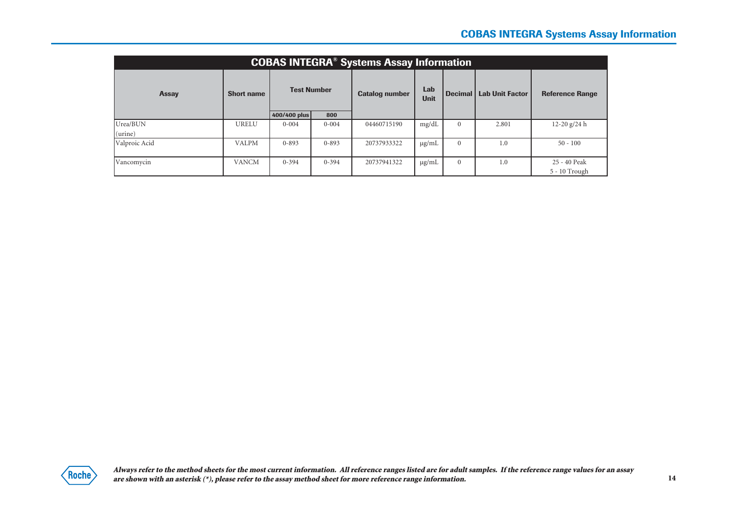## COBAS INTEGRA® Systems Assay Information

| Assay | Short name | Test Number | | Catalog number | Lab Unit | Decimal | Lab Unit Factor | Reference Range |
|---|---|---|---|---|---|---|---|---|
| | | 400/400 plus | 800 | | | | | |
| Urea/BUN (urine) | URELU | 0-004 | 0-004 | 04460715190 | mg/dL | 0 | 2.801 | 12-20 g/24 h |
| Valproic Acid | VALPM | 0-893 | 0-893 | 20737933322 | µg/mL | 0 | 1.0 | 50 - 100 |
| Vancomycin | VANCM | 0-394 | 0-394 | 20737941322 | µg/mL | 0 | 1.0 | 25 - 40 Peak<br>5 - 10 Trough |

***Always refer to the method sheets for the most current information. All reference ranges listed are for adult samples. If the reference range values for an assay are shown with an asterisk (*), please refer to the assay method sheet for more reference range information.***